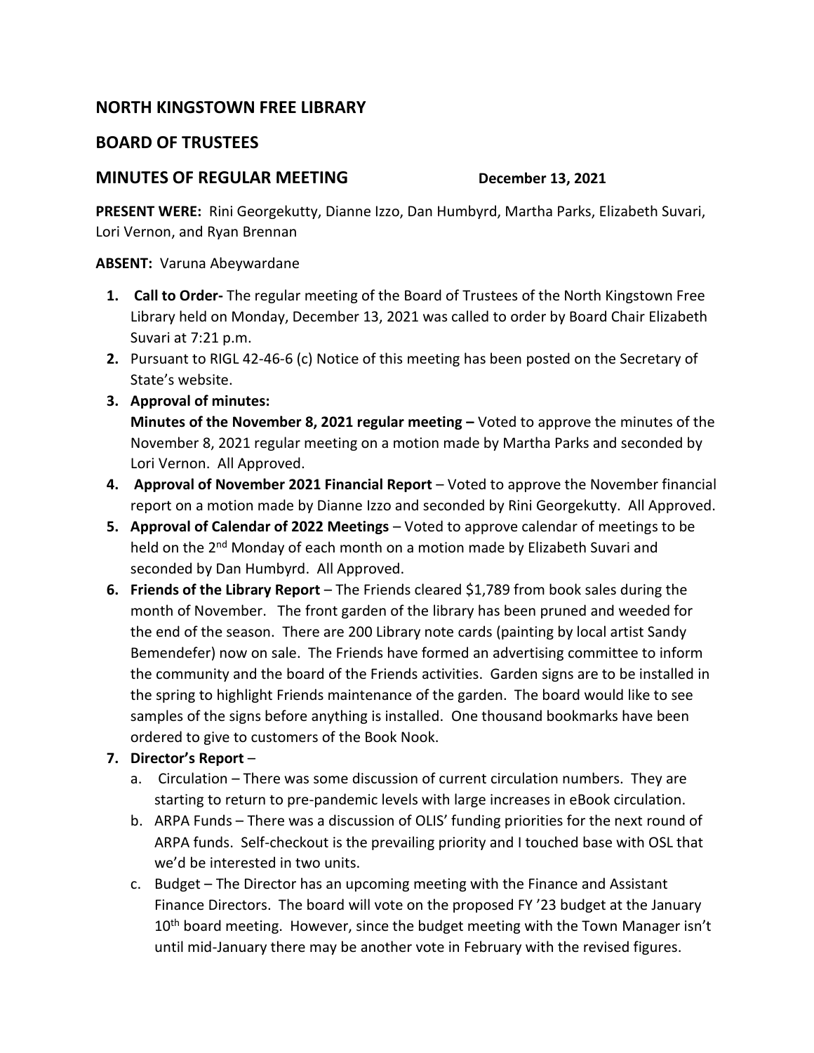## NORTH KINGSTOWN FREE LIBRARY

## BOARD OF TRUSTEES

## MINUTES OF REGULAR MEETING December 13, 2021

**PRESENT WERE:** Rini Georgekutty, Dianne Izzo, Dan Humbyrd, Martha Parks, Elizabeth Suvari, Lori Vernon, and Ryan Brennan

**ABSENT:** Varuna Abeywardane

1. **Call to Order-** The regular meeting of the Board of Trustees of the North Kingstown Free Library held on Monday, December 13, 2021 was called to order by Board Chair Elizabeth Suvari at 7:21 p.m.
2. Pursuant to RIGL 42-46-6 (c) Notice of this meeting has been posted on the Secretary of State's website.
3. **Approval of minutes:**
   **Minutes of the November 8, 2021 regular meeting –** Voted to approve the minutes of the November 8, 2021 regular meeting on a motion made by Martha Parks and seconded by Lori Vernon. All Approved.
4. **Approval of November 2021 Financial Report** – Voted to approve the November financial report on a motion made by Dianne Izzo and seconded by Rini Georgekutty. All Approved.
5. **Approval of Calendar of 2022 Meetings** – Voted to approve calendar of meetings to be held on the 2nd Monday of each month on a motion made by Elizabeth Suvari and seconded by Dan Humbyrd. All Approved.
6. **Friends of the Library Report** – The Friends cleared $1,789 from book sales during the month of November. The front garden of the library has been pruned and weeded for the end of the season. There are 200 Library note cards (painting by local artist Sandy Bemendefer) now on sale. The Friends have formed an advertising committee to inform the community and the board of the Friends activities. Garden signs are to be installed in the spring to highlight Friends maintenance of the garden. The board would like to see samples of the signs before anything is installed. One thousand bookmarks have been ordered to give to customers of the Book Nook.
7. **Director's Report** –
   a. Circulation – There was some discussion of current circulation numbers. They are starting to return to pre-pandemic levels with large increases in eBook circulation.
   b. ARPA Funds – There was a discussion of OLIS' funding priorities for the next round of ARPA funds. Self-checkout is the prevailing priority and I touched base with OSL that we'd be interested in two units.
   c. Budget – The Director has an upcoming meeting with the Finance and Assistant Finance Directors. The board will vote on the proposed FY '23 budget at the January 10th board meeting. However, since the budget meeting with the Town Manager isn't until mid-January there may be another vote in February with the revised figures.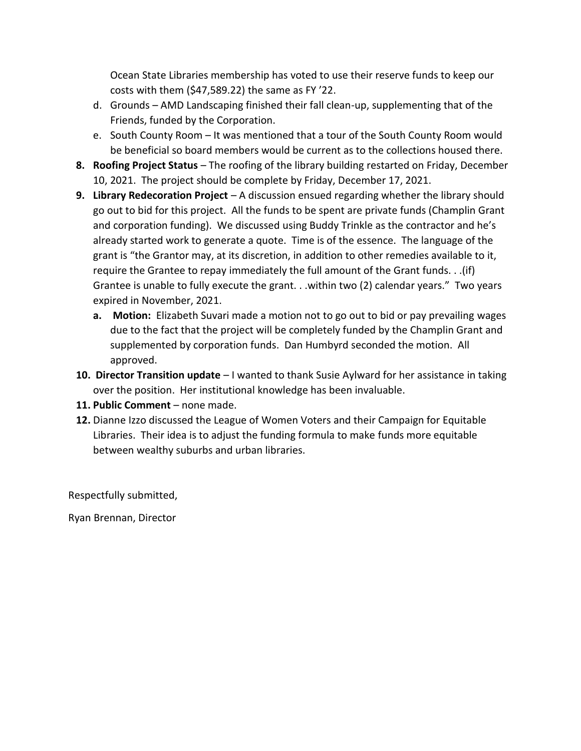Ocean State Libraries membership has voted to use their reserve funds to keep our costs with them ($47,589.22) the same as FY '22.

   d. Grounds – AMD Landscaping finished their fall clean-up, supplementing that of the Friends, funded by the Corporation.
   e. South County Room – It was mentioned that a tour of the South County Room would be beneficial so board members would be current as to the collections housed there.

8. **Roofing Project Status** – The roofing of the library building restarted on Friday, December 10, 2021. The project should be complete by Friday, December 17, 2021.
9. **Library Redecoration Project** – A discussion ensued regarding whether the library should go out to bid for this project. All the funds to be spent are private funds (Champlin Grant and corporation funding). We discussed using Buddy Trinkle as the contractor and he's already started work to generate a quote. Time is of the essence. The language of the grant is "the Grantor may, at its discretion, in addition to other remedies available to it, require the Grantee to repay immediately the full amount of the Grant funds. . .(if) Grantee is unable to fully execute the grant. . .within two (2) calendar years." Two years expired in November, 2021.
   a. **Motion:** Elizabeth Suvari made a motion not to go out to bid or pay prevailing wages due to the fact that the project will be completely funded by the Champlin Grant and supplemented by corporation funds. Dan Humbyrd seconded the motion. All approved.
10. **Director Transition update** – I wanted to thank Susie Aylward for her assistance in taking over the position. Her institutional knowledge has been invaluable.
11. **Public Comment** – none made.
12. Dianne Izzo discussed the League of Women Voters and their Campaign for Equitable Libraries. Their idea is to adjust the funding formula to make funds more equitable between wealthy suburbs and urban libraries.

Respectfully submitted,

Ryan Brennan, Director